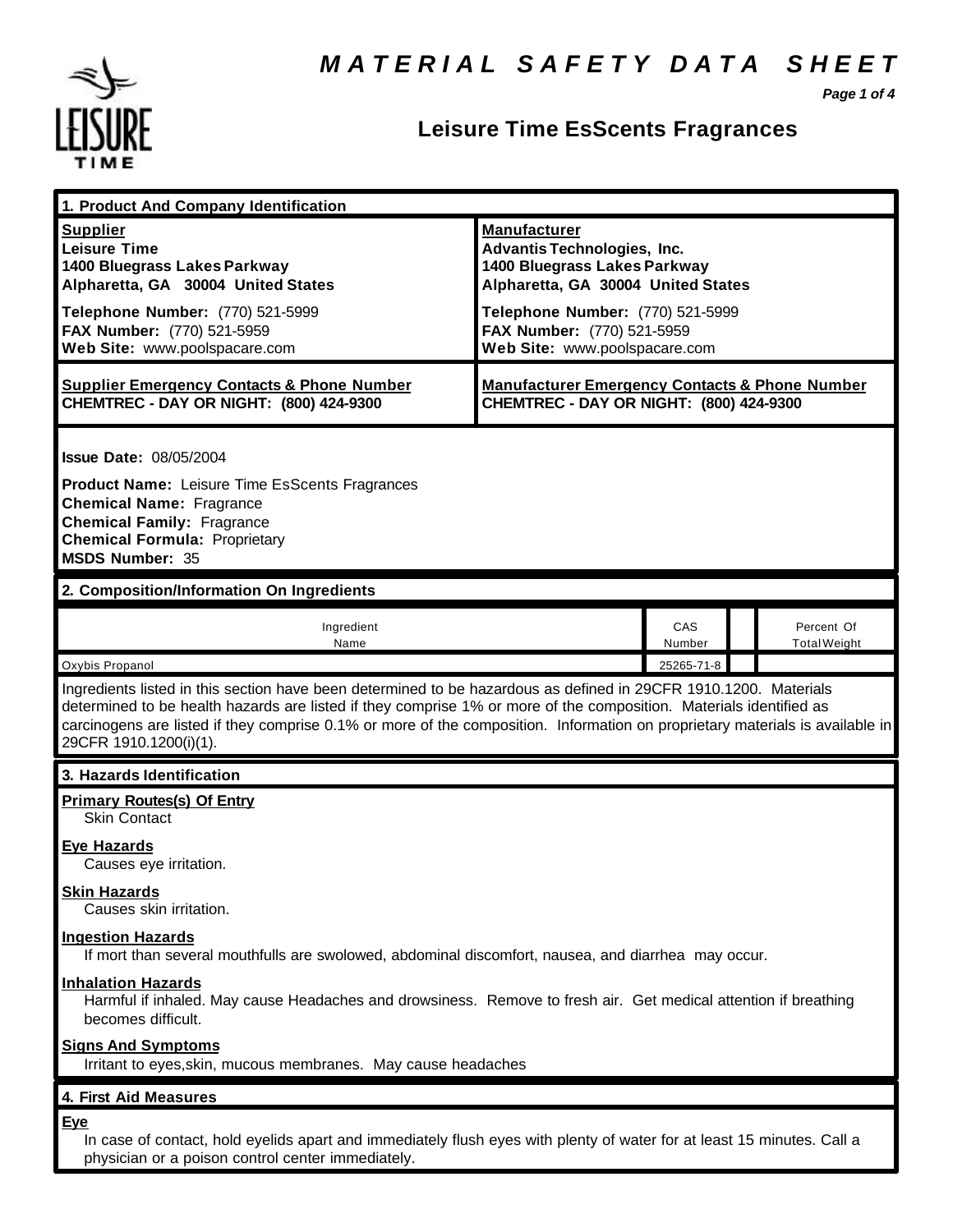# MATERIAL SAFETY DATA SHEET

## Leisure Time EsScents Fragrances

### 1. Product And Company Identification

| **Supplier** | **Manufacturer** |
|---|---|
| **Leisure Time** | **Advantis Technologies, Inc.** |
| **1400 Bluegrass Lakes Parkway** | **1400 Bluegrass Lakes Parkway** |
| **Alpharetta, GA 30004 United States** | **Alpharetta, GA 30004 United States** |
| **Telephone Number:** (770) 521-5999 | **Telephone Number:** (770) 521-5999 |
| **FAX Number:** (770) 521-5959 | **FAX Number:** (770) 521-5959 |
| **Web Site:** www.poolspacare.com | **Web Site:** www.poolspacare.com |
| **Supplier Emergency Contacts & Phone Number** | **Manufacturer Emergency Contacts & Phone Number** |
| **CHEMTREC - DAY OR NIGHT: (800) 424-9300** | **CHEMTREC - DAY OR NIGHT: (800) 424-9300** |

**Issue Date:** 08/05/2004

**Product Name:** Leisure Time EsScents Fragrances
**Chemical Name:** Fragrance
**Chemical Family:** Fragrance
**Chemical Formula:** Proprietary
**MSDS Number:** 35

### 2. Composition/Information On Ingredients

| Ingredient Name | CAS Number | Percent Of Total Weight |
|---|---|---|
| Oxybis Propanol | 25265-71-8 | |

Ingredients listed in this section have been determined to be hazardous as defined in 29CFR 1910.1200. Materials determined to be health hazards are listed if they comprise 1% or more of the composition. Materials identified as carcinogens are listed if they comprise 0.1% or more of the composition. Information on proprietary materials is available in 29CFR 1910.1200(i)(1).

### 3. Hazards Identification

**Primary Routes(s) Of Entry**
Skin Contact

**Eye Hazards**
Causes eye irritation.

**Skin Hazards**
Causes skin irritation.

**Ingestion Hazards**
If mort than several mouthfulls are swolowed, abdominal discomfort, nausea, and diarrhea may occur.

**Inhalation Hazards**
Harmful if inhaled. May cause Headaches and drowsiness. Remove to fresh air. Get medical attention if breathing becomes difficult.

**Signs And Symptoms**
Irritant to eyes,skin, mucous membranes. May cause headaches

### 4. First Aid Measures

**Eye**
In case of contact, hold eyelids apart and immediately flush eyes with plenty of water for at least 15 minutes. Call a physician or a poison control center immediately.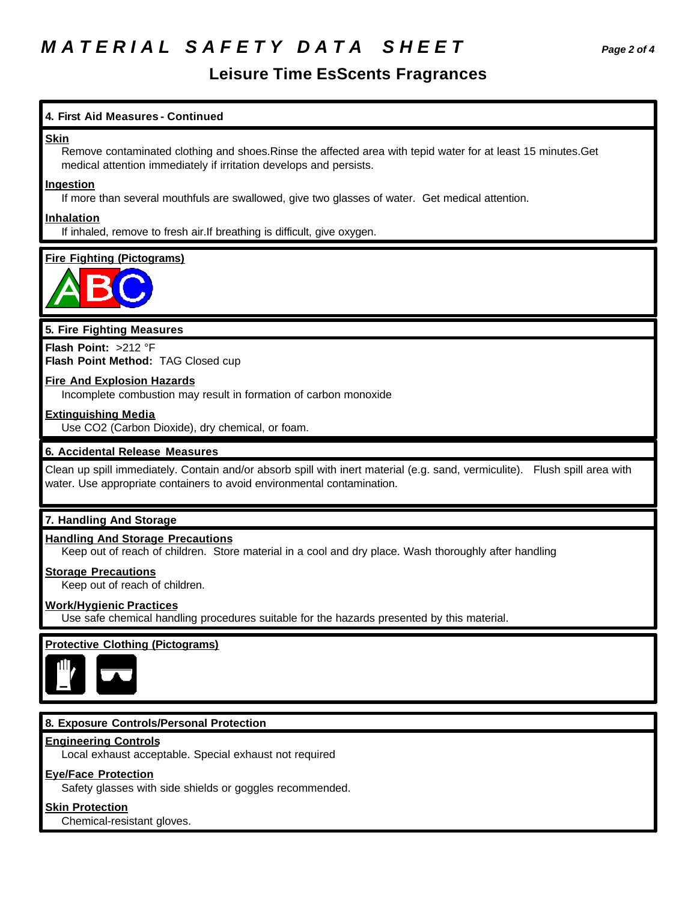# MATERIAL SAFETY DATA SHEET

## Leisure Time EsScents Fragrances

### 4. First Aid Measures - Continued

**Skin**

Remove contaminated clothing and shoes.Rinse the affected area with tepid water for at least 15 minutes.Get medical attention immediately if irritation develops and persists.

**Ingestion**

If more than several mouthfuls are swallowed, give two glasses of water. Get medical attention.

**Inhalation**

If inhaled, remove to fresh air.If breathing is difficult, give oxygen.

**Fire Fighting (Pictograms)**

ABC

### 5. Fire Fighting Measures

**Flash Point:** >212 °F
**Flash Point Method:** TAG Closed cup

**Fire And Explosion Hazards**

Incomplete combustion may result in formation of carbon monoxide

**Extinguishing Media**

Use CO2 (Carbon Dioxide), dry chemical, or foam.

### 6. Accidental Release Measures

Clean up spill immediately. Contain and/or absorb spill with inert material (e.g. sand, vermiculite). Flush spill area with water. Use appropriate containers to avoid environmental contamination.

### 7. Handling And Storage

**Handling And Storage Precautions**

Keep out of reach of children. Store material in a cool and dry place. Wash thoroughly after handling

**Storage Precautions**

Keep out of reach of children.

**Work/Hygienic Practices**

Use safe chemical handling procedures suitable for the hazards presented by this material.

**Protective Clothing (Pictograms)**

### 8. Exposure Controls/Personal Protection

**Engineering Controls**

Local exhaust acceptable. Special exhaust not required

**Eye/Face Protection**

Safety glasses with side shields or goggles recommended.

**Skin Protection**

Chemical-resistant gloves.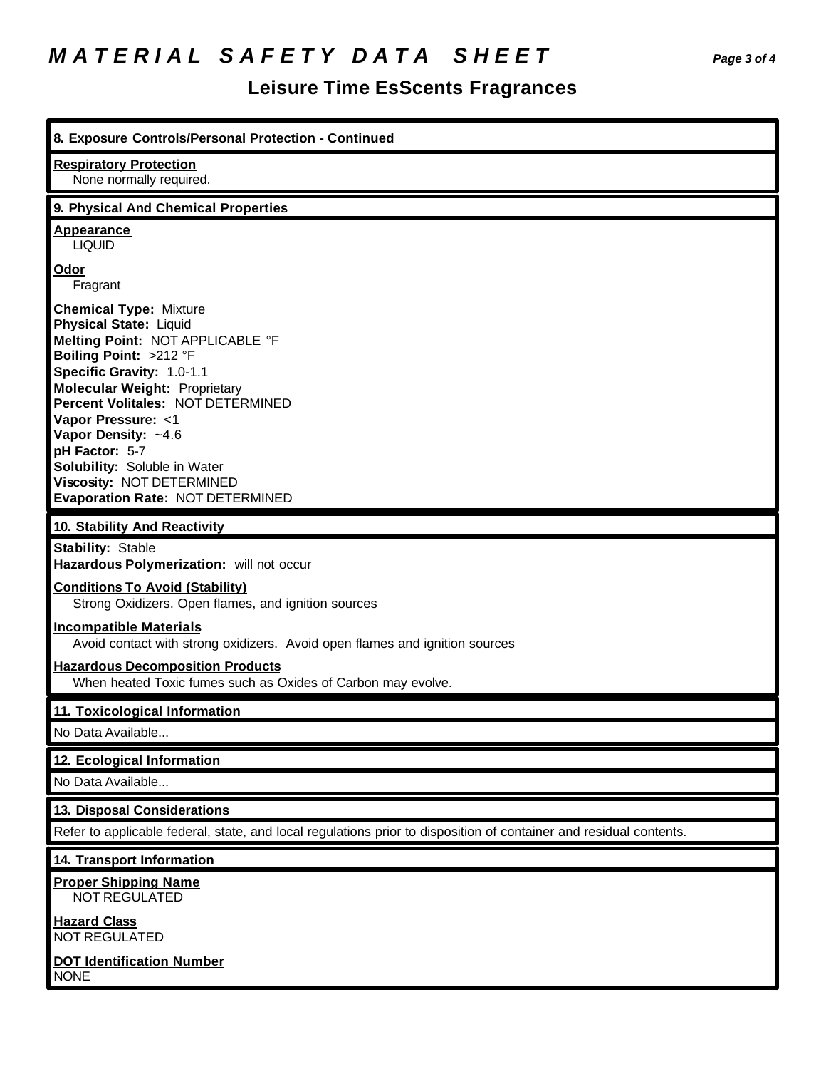# MATERIAL SAFETY DATA SHEET

## Leisure Time EsScents Fragrances

### 8. Exposure Controls/Personal Protection - Continued

**Respiratory Protection**
None normally required.

### 9. Physical And Chemical Properties

**Appearance**
LIQUID

**Odor**
Fragrant

**Chemical Type:** Mixture
**Physical State:** Liquid
**Melting Point:** NOT APPLICABLE °F
**Boiling Point:** >212 °F
**Specific Gravity:** 1.0-1.1
**Molecular Weight:** Proprietary
**Percent Volitales:** NOT DETERMINED
**Vapor Pressure:** <1
**Vapor Density:** ~4.6
**pH Factor:** 5-7
**Solubility:** Soluble in Water
**Viscosity:** NOT DETERMINED
**Evaporation Rate:** NOT DETERMINED

### 10. Stability And Reactivity

**Stability:** Stable
**Hazardous Polymerization:** will not occur

**Conditions To Avoid (Stability)**
Strong Oxidizers. Open flames, and ignition sources

**Incompatible Materials**
Avoid contact with strong oxidizers. Avoid open flames and ignition sources

**Hazardous Decomposition Products**
When heated Toxic fumes such as Oxides of Carbon may evolve.

### 11. Toxicological Information

No Data Available...

### 12. Ecological Information

No Data Available...

### 13. Disposal Considerations

Refer to applicable federal, state, and local regulations prior to disposition of container and residual contents.

### 14. Transport Information

**Proper Shipping Name**
NOT REGULATED

**Hazard Class**
NOT REGULATED

**DOT Identification Number**
NONE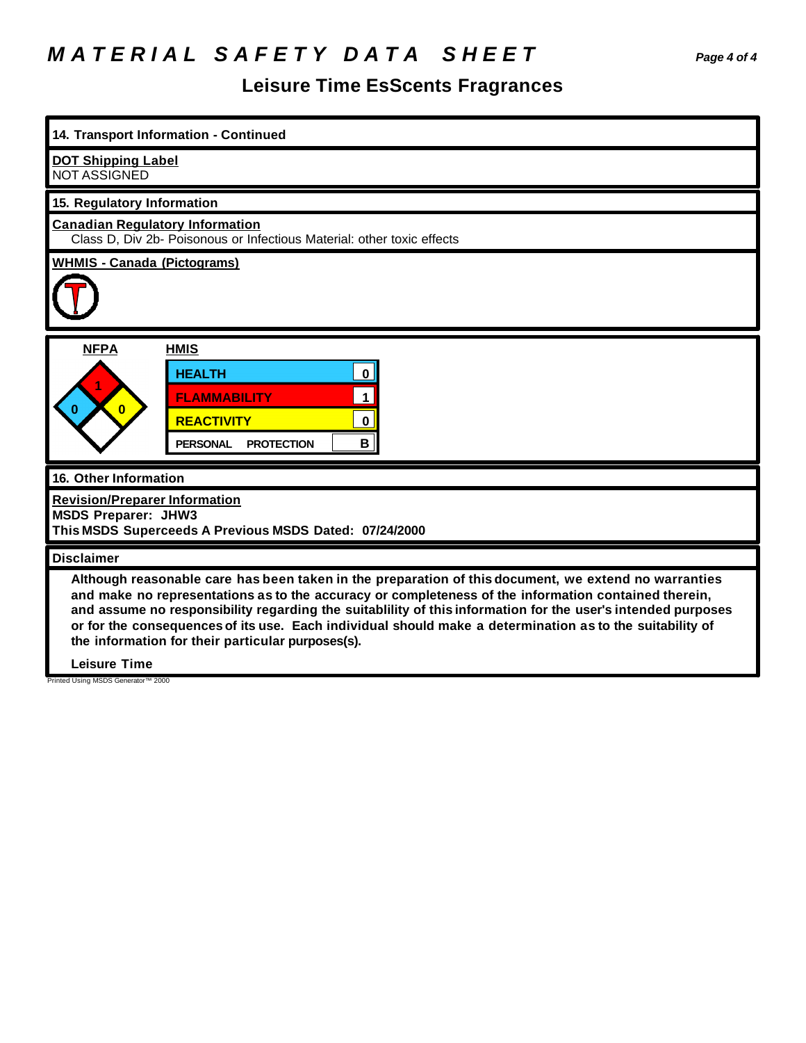# MATERIAL SAFETY DATA SHEET

## Leisure Time EsScents Fragrances

### 14. Transport Information - Continued

**DOT Shipping Label**
NOT ASSIGNED

### 15. Regulatory Information

**Canadian Regulatory Information**
Class D, Div 2b- Poisonous or Infectious Material: other toxic effects

**WHMIS - Canada (Pictograms)**

**NFPA**

1

0 0

**HMIS**

| | |
|---|---|
| HEALTH | 0 |
| FLAMMABILITY | 1 |
| REACTIVITY | 0 |
| PERSONAL PROTECTION | B |

### 16. Other Information

**Revision/Preparer Information**
**MSDS Preparer: JHW3**
**This MSDS Superceeds A Previous MSDS Dated: 07/24/2000**

### Disclaimer

**Although reasonable care has been taken in the preparation of this document, we extend no warranties and make no representations as to the accuracy or completeness of the information contained therein, and assume no responsibility regarding the suitablility of this information for the user's intended purposes or for the consequences of its use. Each individual should make a determination as to the suitability of the information for their particular purposes(s).**

**Leisure Time**

Printed Using MSDS Generator™ 2000